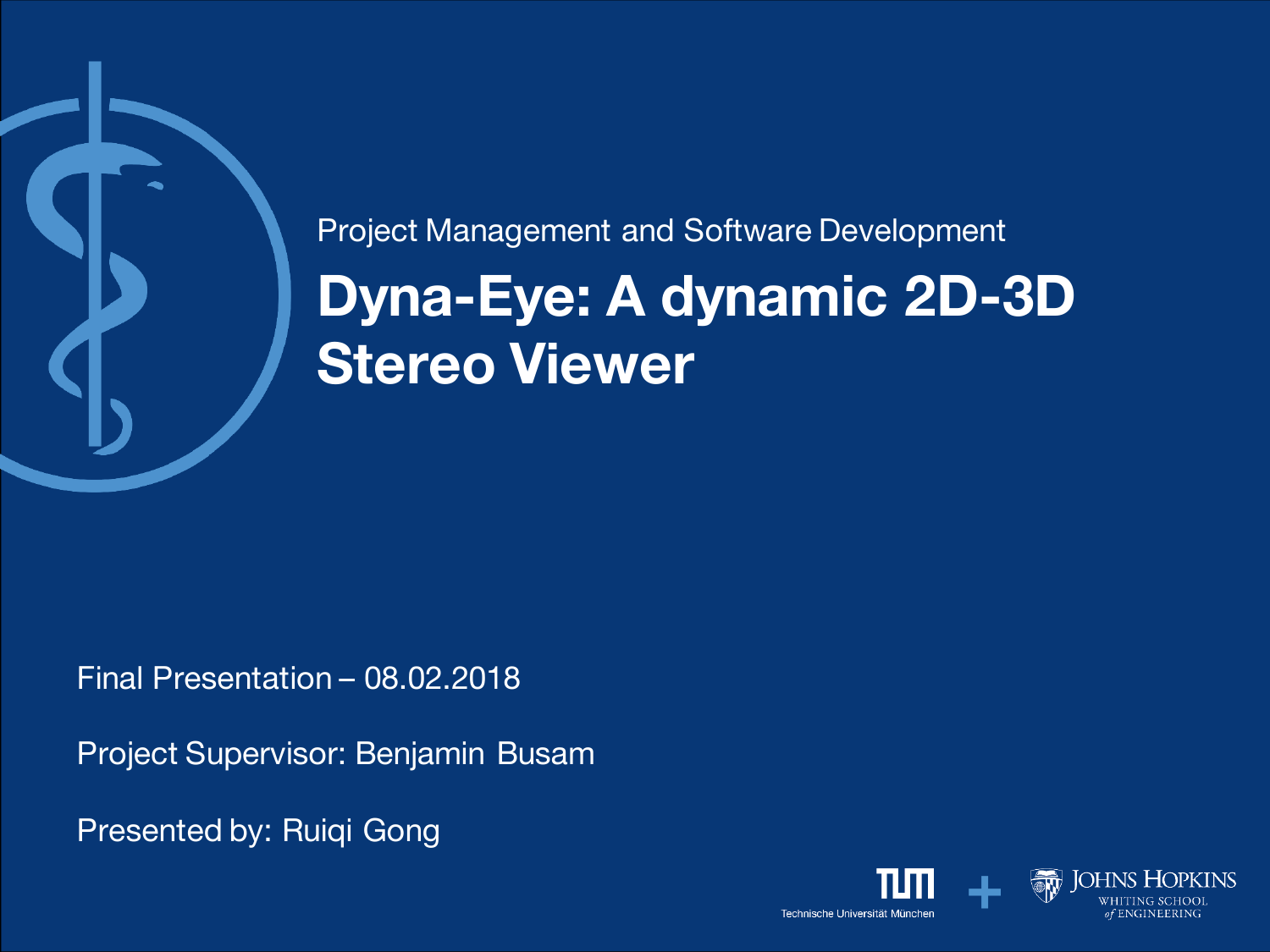Project Management and Software Development

# Dyna-Eye: A dynamic 2D-3D Stereo Viewer

Final Presentation – 08.02.2018

Project Supervisor: Benjamin Busam

Presented by: Ruiqi Gong

Technische Universität München + Johns Hopkins Whiting School of Engineering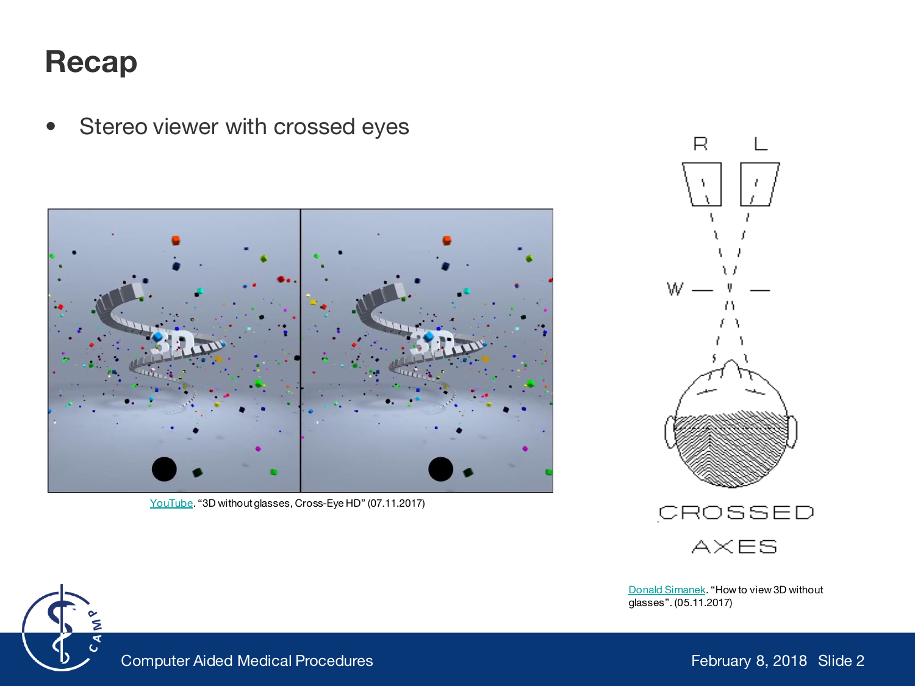# Recap

- Stereo viewer with crossed eyes

YouTube. "3D without glasses, Cross-Eye HD" (07.11.2017)

Donald Simanek. "How to view 3D without glasses". (05.11.2017)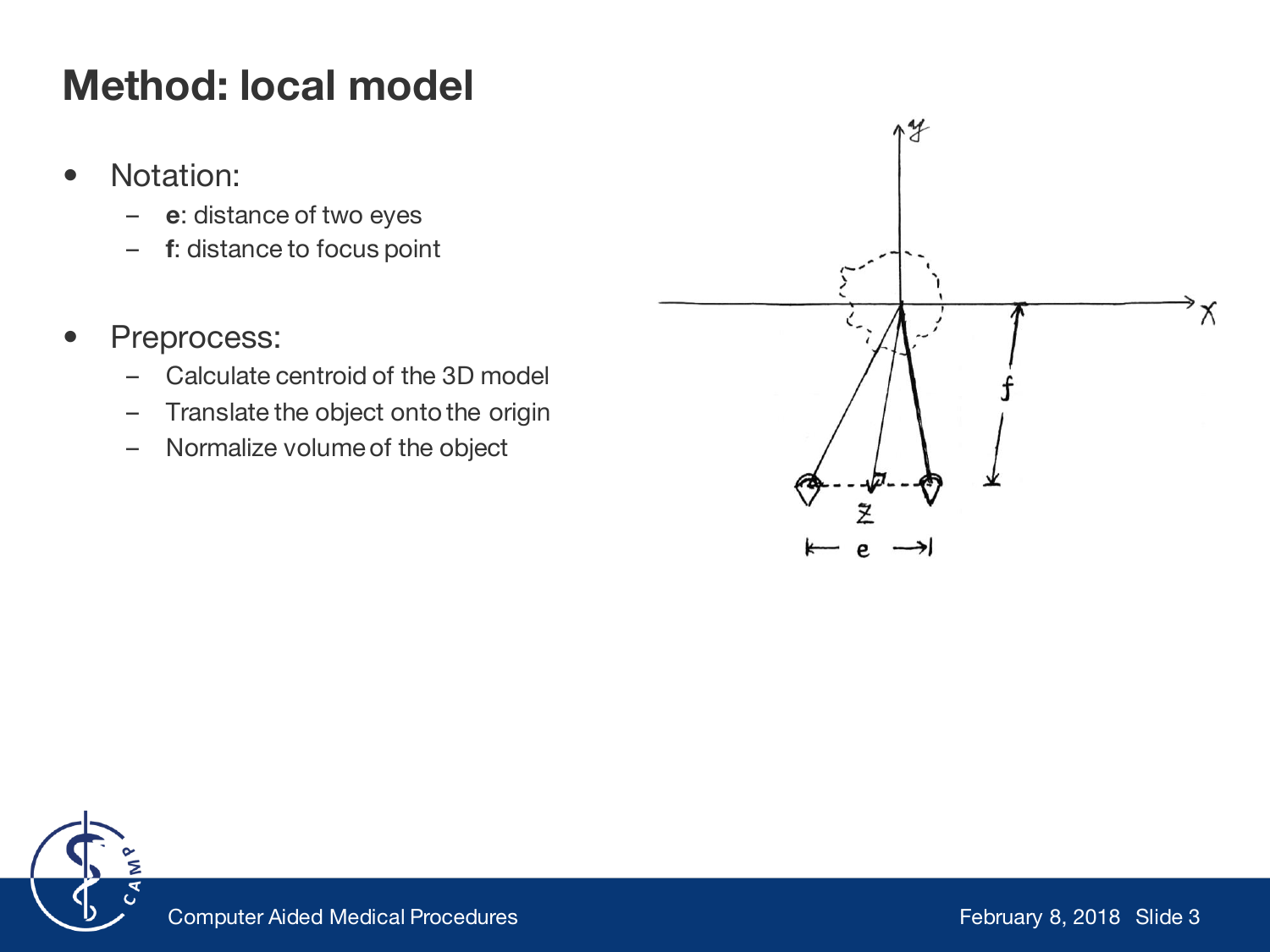# Method: local model

- Notation:
  - **e**: distance of two eyes
  - **f**: distance to focus point
- Preprocess:
  - Calculate centroid of the 3D model
  - Translate the object onto the origin
  - Normalize volume of the object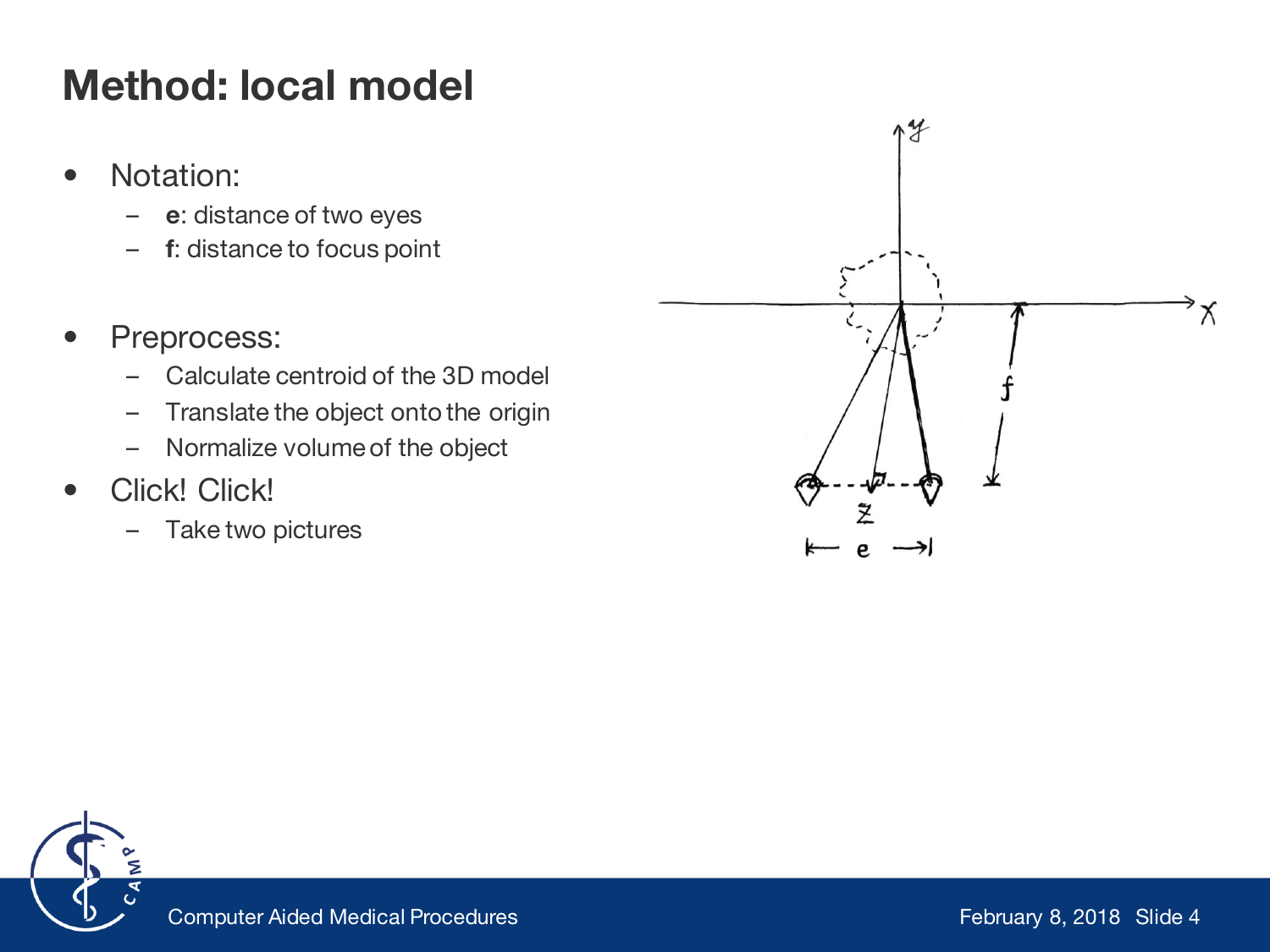# Method: local model

- Notation:
  - **e**: distance of two eyes
  - **f**: distance to focus point
- Preprocess:
  - Calculate centroid of the 3D model
  - Translate the object onto the origin
  - Normalize volume of the object
- Click! Click!
  - Take two pictures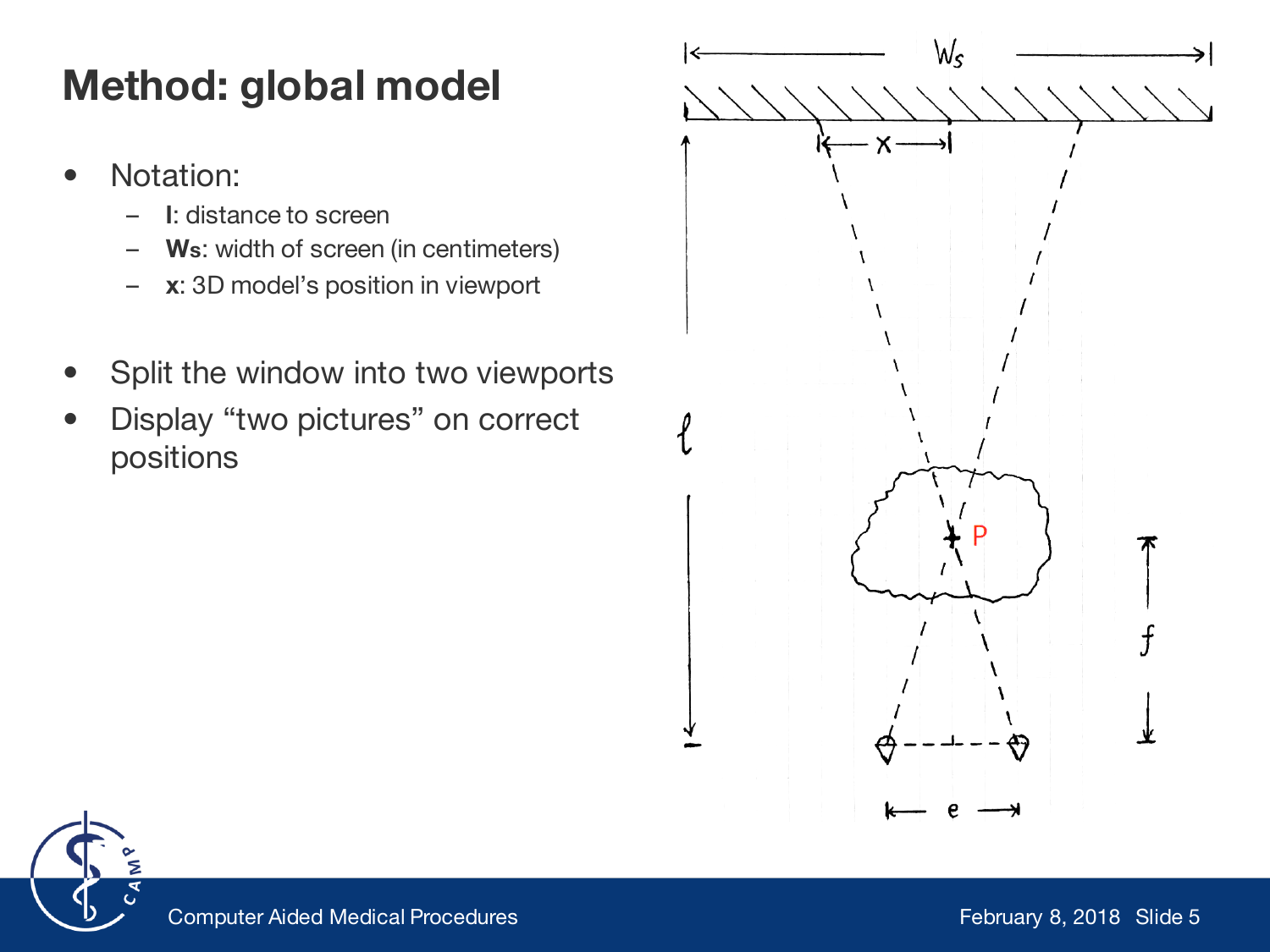# Method: global model

- Notation:
  - **l**: distance to screen
  - **Ws**: width of screen (in centimeters)
  - **x**: 3D model's position in viewport
- Split the window into two viewports
- Display "two pictures" on correct positions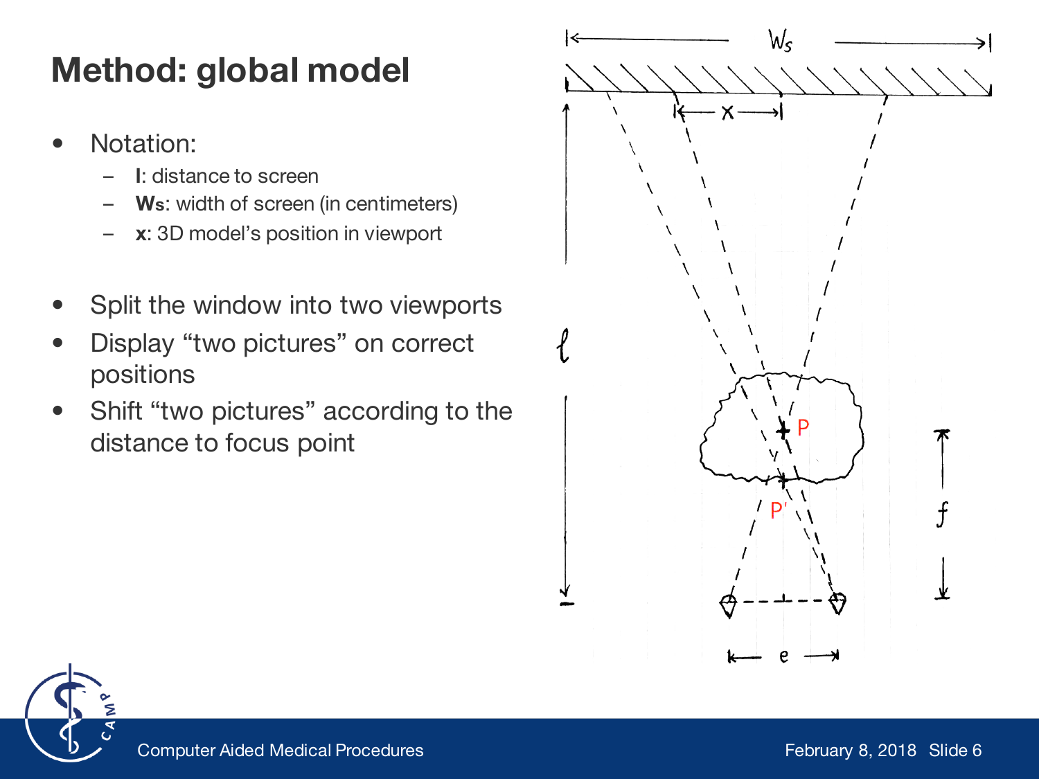# Method: global model

- Notation:
  - **l**: distance to screen
  - **Ws**: width of screen (in centimeters)
  - **x**: 3D model's position in viewport
- Split the window into two viewports
- Display "two pictures" on correct positions
- Shift "two pictures" according to the distance to focus point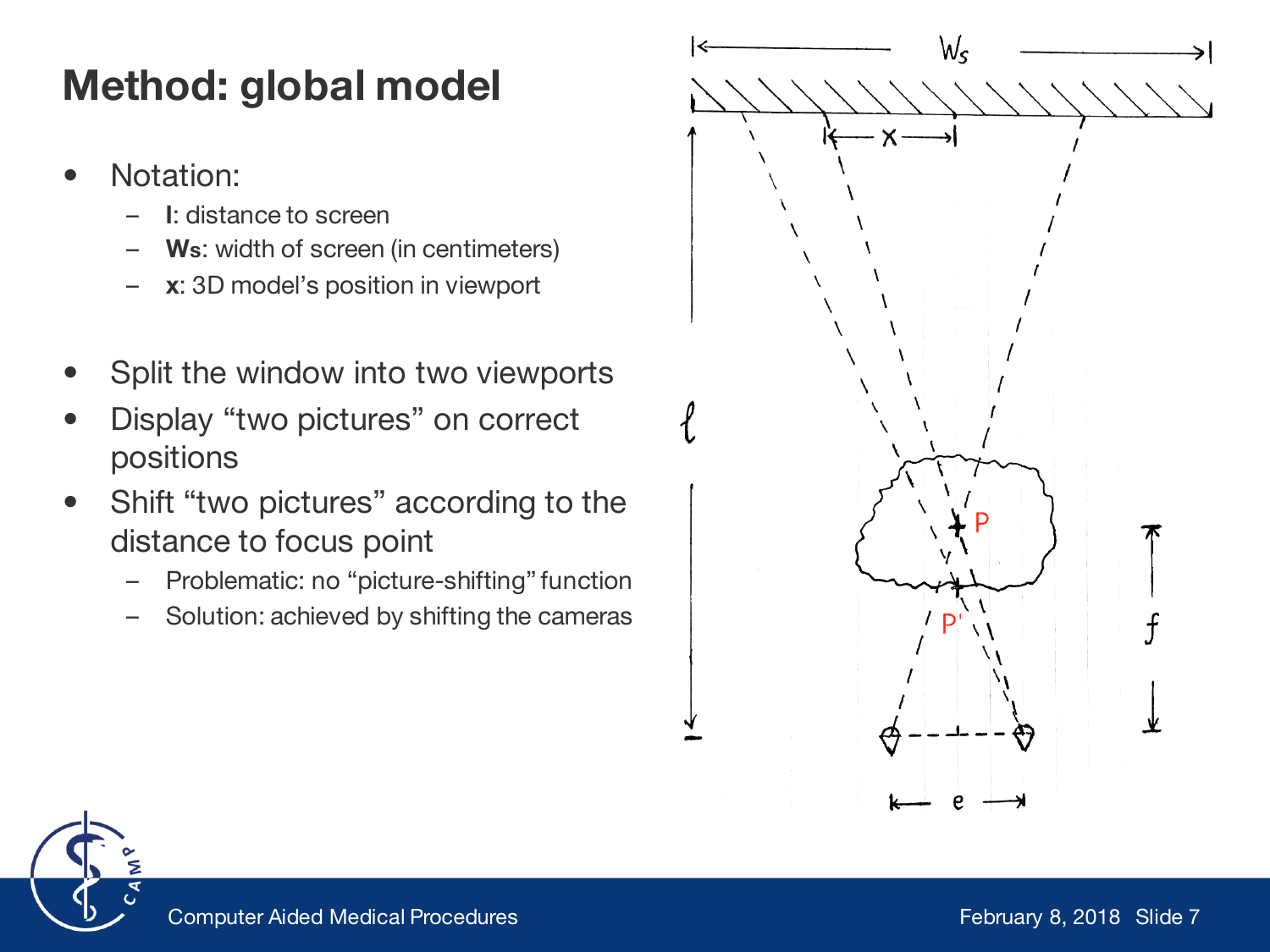# Method: global model

- Notation:
  - **l**: distance to screen
  - **Ws**: width of screen (in centimeters)
  - **x**: 3D model's position in viewport
- Split the window into two viewports
- Display "two pictures" on correct positions
- Shift "two pictures" according to the distance to focus point
  - Problematic: no "picture-shifting" function
  - Solution: achieved by shifting the cameras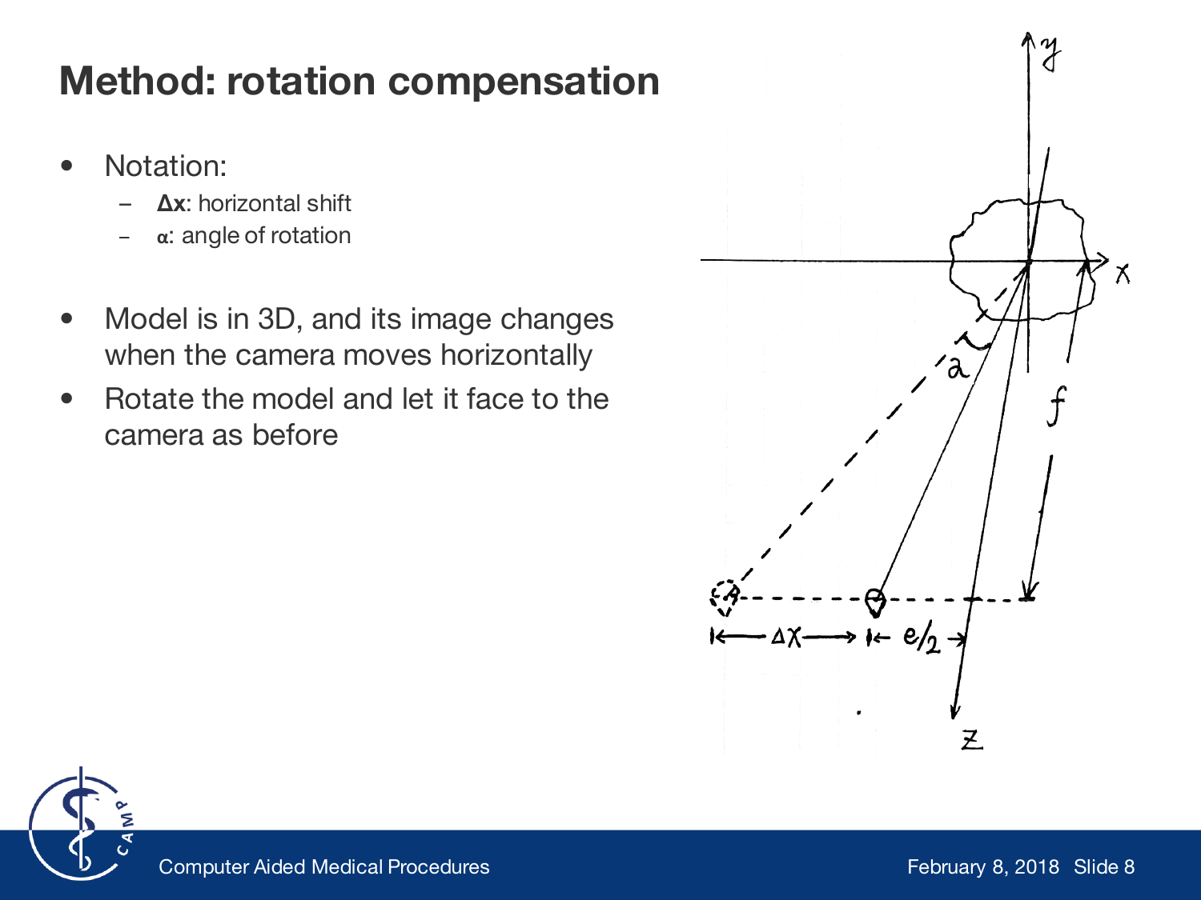# Method: rotation compensation

- Notation:
  - **Δx**: horizontal shift
  - **α**: angle of rotation

- Model is in 3D, and its image changes when the camera moves horizontally
- Rotate the model and let it face to the camera as before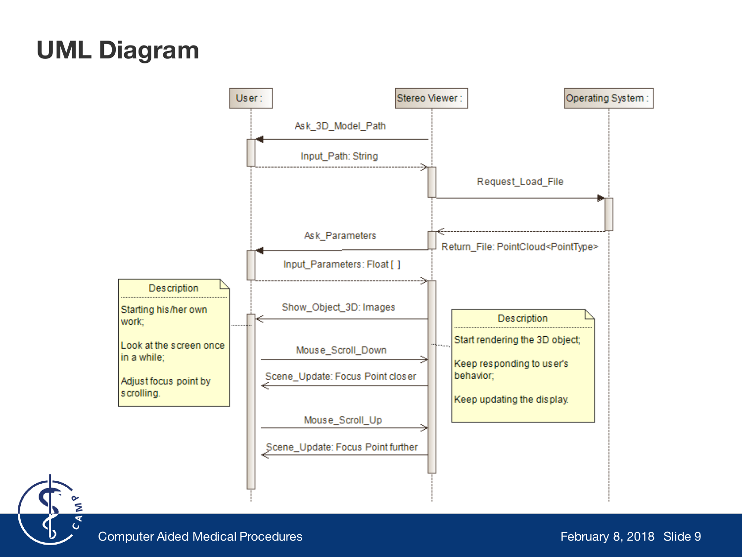# UML Diagram

User :

Stereo Viewer :

Operating System :

Ask_3D_Model_Path

Input_Path: String

Request_Load_File

Return_File: PointCloud<PointType>

Ask_Parameters

Input_Parameters: Float [ ]

Show_Object_3D: Images

Mouse_Scroll_Down

Scene_Update: Focus Point closer

Mouse_Scroll_Up

Scene_Update: Focus Point further

**Description**

Starting his/her own work;

Look at the screen once in a while;

Adjust focus point by scrolling.

**Description**

Start rendering the 3D object;

Keep responding to user's behavior;

Keep updating the display.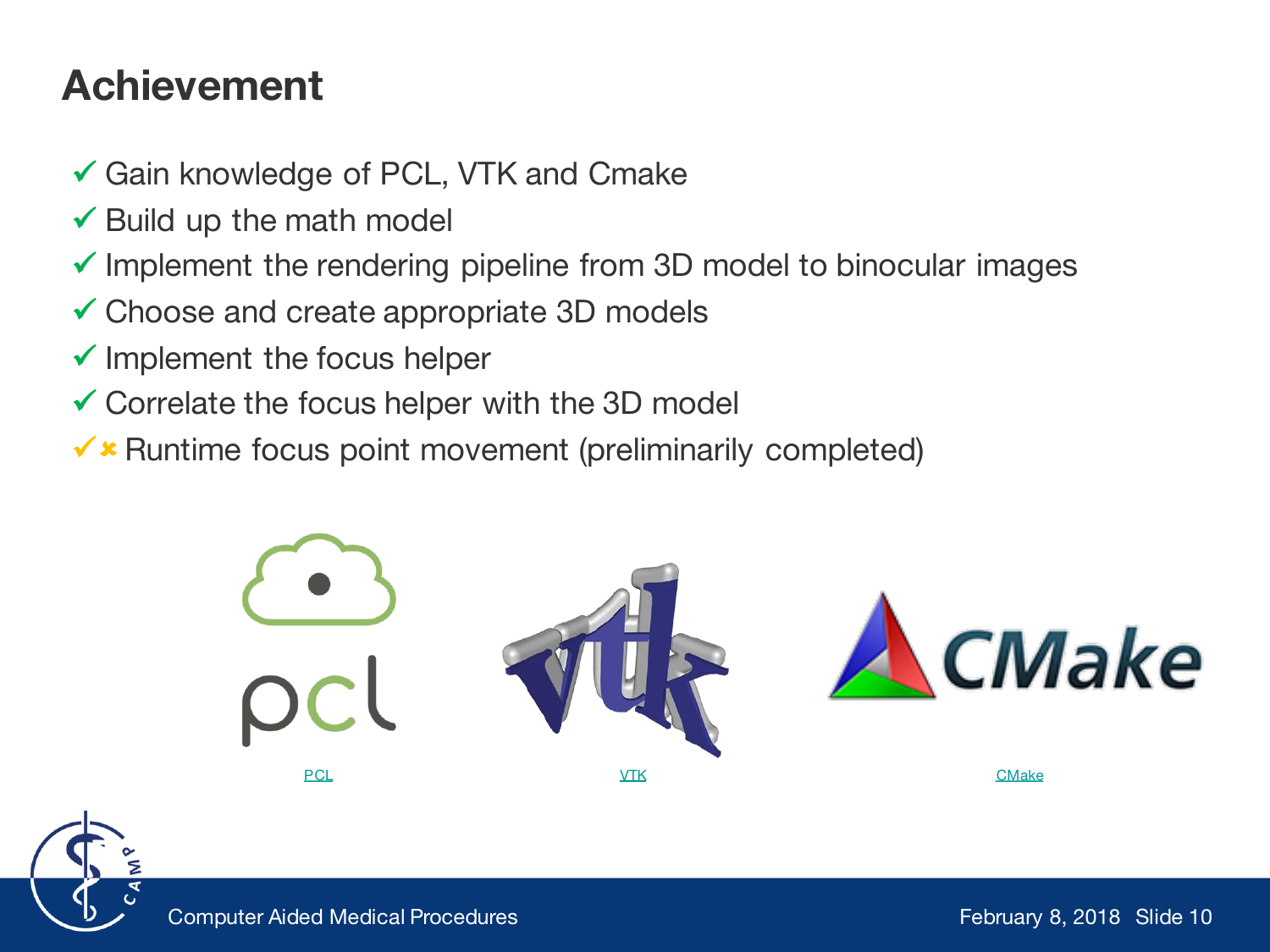# Achievement

- ✓ Gain knowledge of PCL, VTK and Cmake
- ✓ Build up the math model
- ✓ Implement the rendering pipeline from 3D model to binocular images
- ✓ Choose and create appropriate 3D models
- ✓ Implement the focus helper
- ✓ Correlate the focus helper with the 3D model
- ✓✖ Runtime focus point movement (preliminarily completed)

PCL

VTK

CMake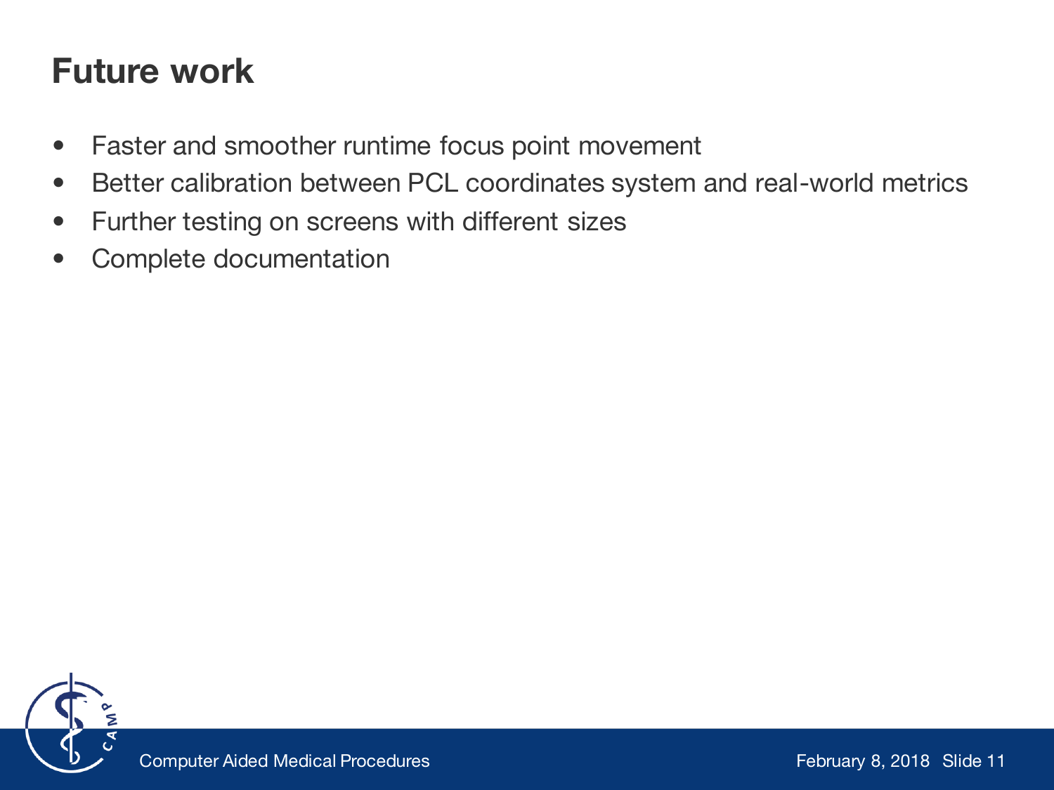# Future work

- Faster and smoother runtime focus point movement
- Better calibration between PCL coordinates system and real-world metrics
- Further testing on screens with different sizes
- Complete documentation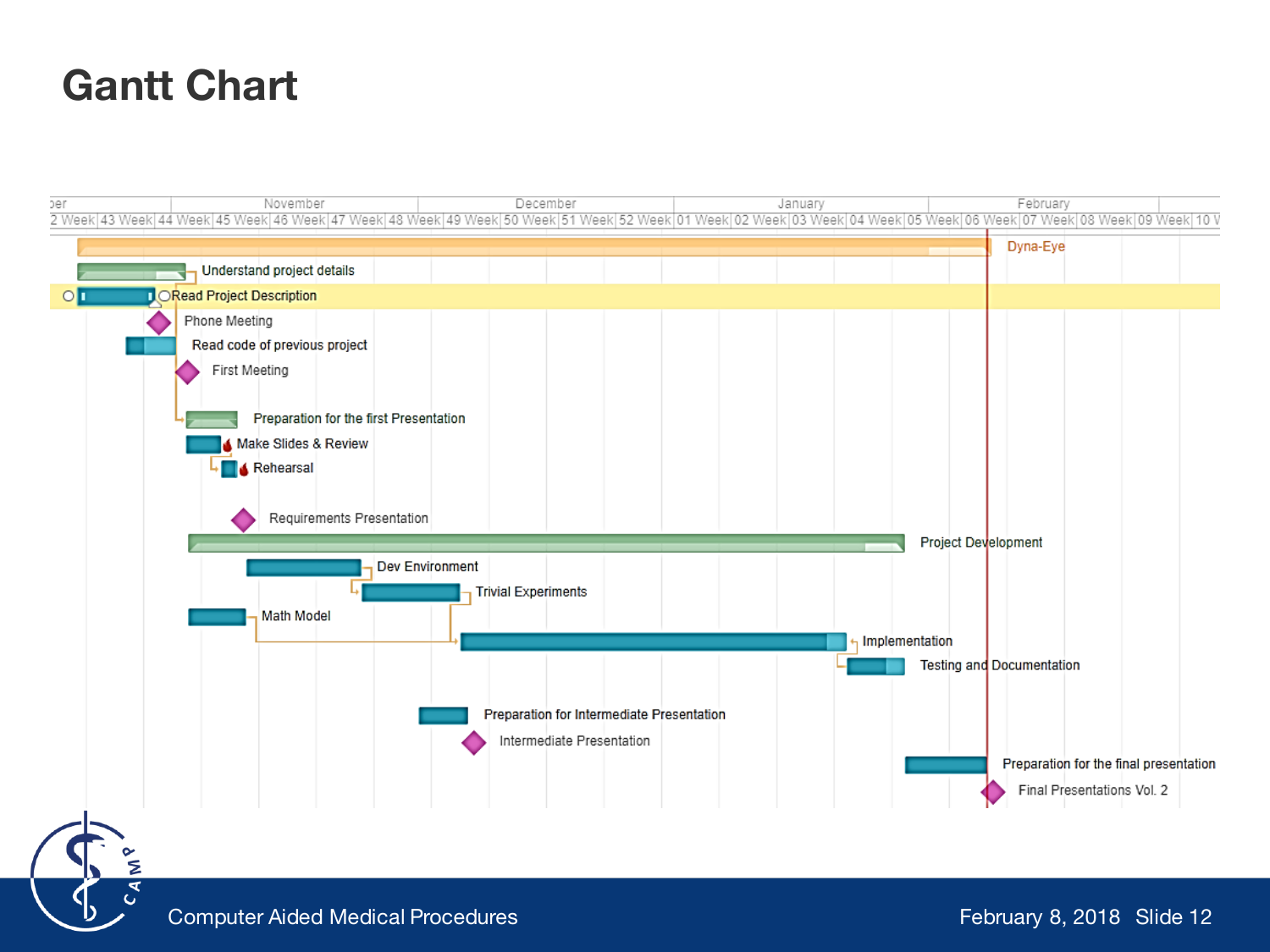# Gantt Chart

| Month | ber | November | | | | December | | | | January | | | | | February | | | |
|---|---|---|---|---|---|---|---|---|---|---|---|---|---|---|---|---|---|---|
| Week | 2 Week | 43 Week | 44 Week | 45 Week | 46 Week | 47 Week | 48 Week | 49 Week | 50 Week | 51 Week | 52 Week | 01 Week | 02 Week | 03 Week | 04 Week | 05 Week | 06 Week | 07 Week | 08 Week | 09 Week | 10 W |

- Dyna-Eye
- Understand project details
  - Read Project Description
  - Phone Meeting
  - Read code of previous project
  - First Meeting
- Preparation for the first Presentation
  - Make Slides & Review
  - Rehearsal
- Requirements Presentation
- Project Development
  - Dev Environment
  - Trivial Experiments
  - Math Model
  - Implementation
  - Testing and Documentation
- Preparation for Intermediate Presentation
- Intermediate Presentation
- Preparation for the final presentation
- Final Presentations Vol. 2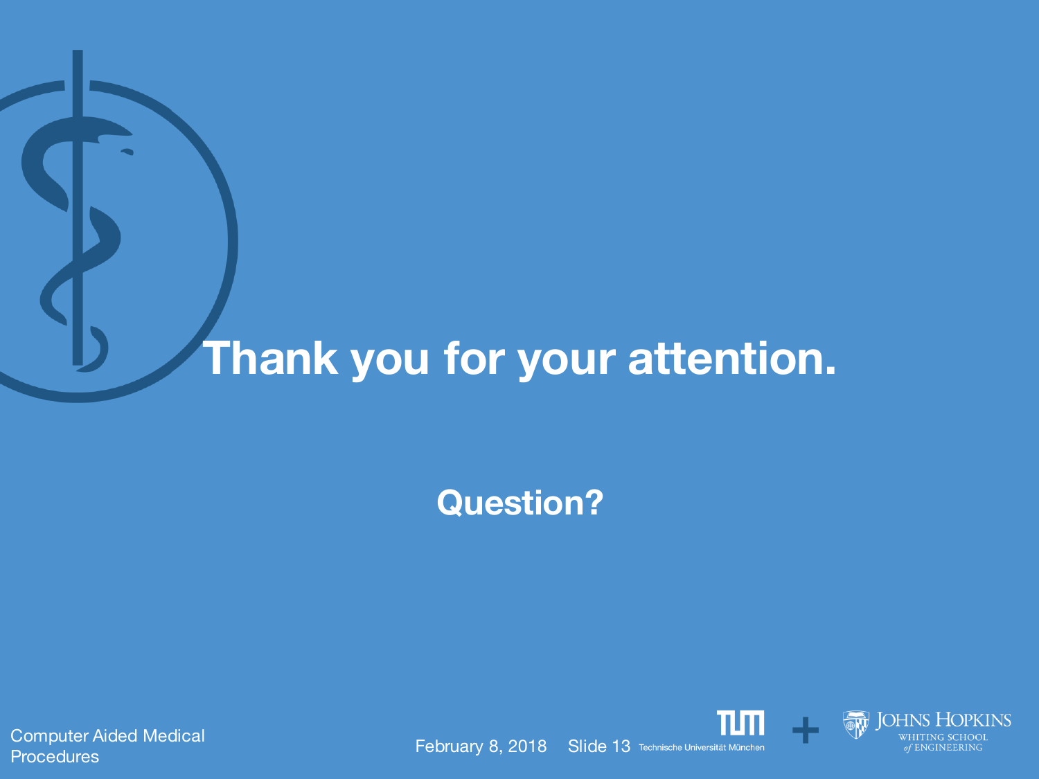# Thank you for your attention.

**Question?**